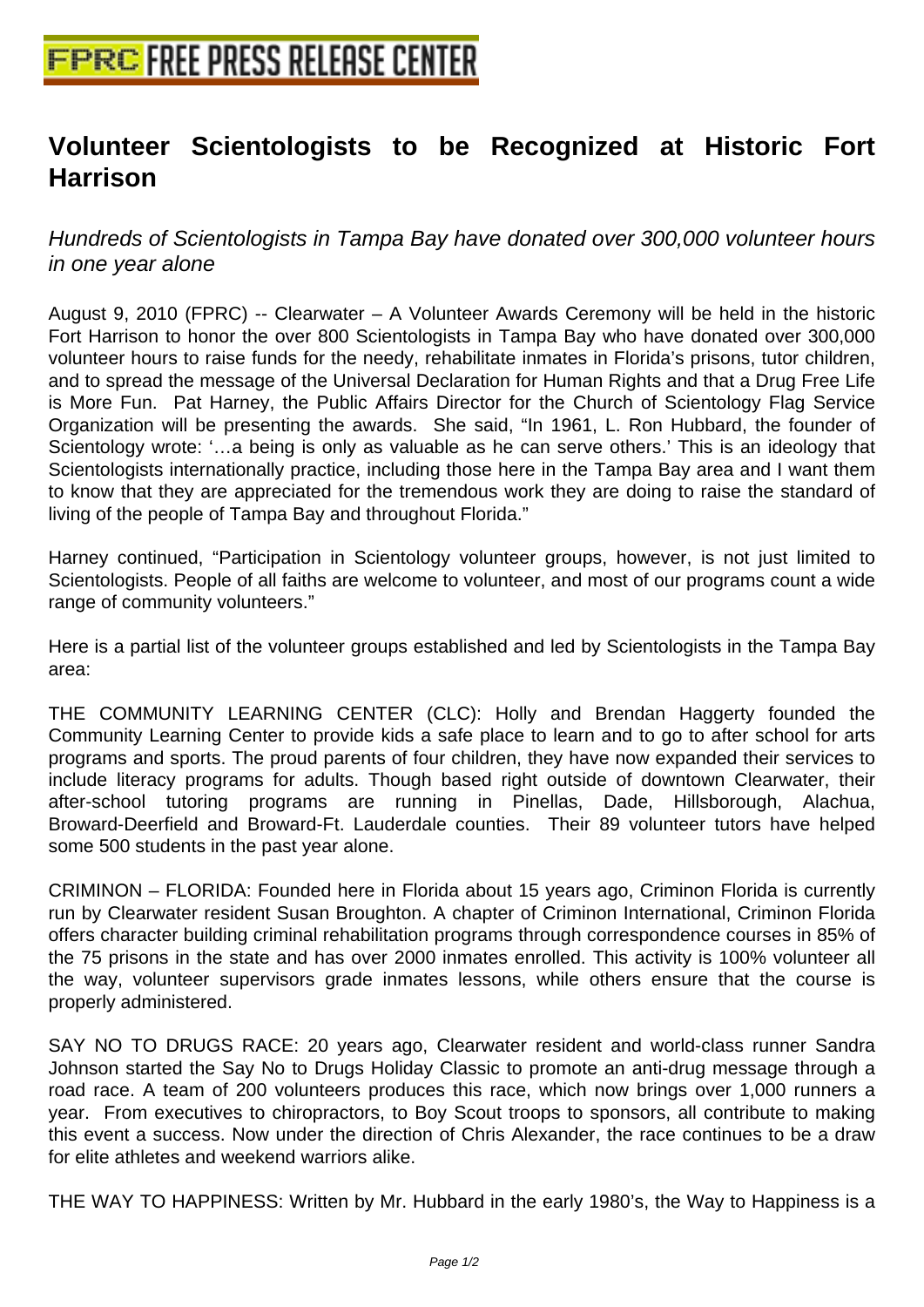# Volunteer Scientologists to be Recognized at Historic Fort Harrison

*Hundreds of Scientologists in Tampa Bay have donated over 300,000 volunteer hours in one year alone*

August 9, 2010 (FPRC) -- Clearwater – A Volunteer Awards Ceremony will be held in the historic Fort Harrison to honor the over 800 Scientologists in Tampa Bay who have donated over 300,000 volunteer hours to raise funds for the needy, rehabilitate inmates in Florida's prisons, tutor children, and to spread the message of the Universal Declaration for Human Rights and that a Drug Free Life is More Fun. Pat Harney, the Public Affairs Director for the Church of Scientology Flag Service Organization will be presenting the awards. She said, "In 1961, L. Ron Hubbard, the founder of Scientology wrote: '…a being is only as valuable as he can serve others.' This is an ideology that Scientologists internationally practice, including those here in the Tampa Bay area and I want them to know that they are appreciated for the tremendous work they are doing to raise the standard of living of the people of Tampa Bay and throughout Florida."

Harney continued, "Participation in Scientology volunteer groups, however, is not just limited to Scientologists. People of all faiths are welcome to volunteer, and most of our programs count a wide range of community volunteers."

Here is a partial list of the volunteer groups established and led by Scientologists in the Tampa Bay area:

THE COMMUNITY LEARNING CENTER (CLC): Holly and Brendan Haggerty founded the Community Learning Center to provide kids a safe place to learn and to go to after school for arts programs and sports. The proud parents of four children, they have now expanded their services to include literacy programs for adults. Though based right outside of downtown Clearwater, their after-school tutoring programs are running in Pinellas, Dade, Hillsborough, Alachua, Broward-Deerfield and Broward-Ft. Lauderdale counties. Their 89 volunteer tutors have helped some 500 students in the past year alone.

CRIMINON – FLORIDA: Founded here in Florida about 15 years ago, Criminon Florida is currently run by Clearwater resident Susan Broughton. A chapter of Criminon International, Criminon Florida offers character building criminal rehabilitation programs through correspondence courses in 85% of the 75 prisons in the state and has over 2000 inmates enrolled. This activity is 100% volunteer all the way, volunteer supervisors grade inmates lessons, while others ensure that the course is properly administered.

SAY NO TO DRUGS RACE: 20 years ago, Clearwater resident and world-class runner Sandra Johnson started the Say No to Drugs Holiday Classic to promote an anti-drug message through a road race. A team of 200 volunteers produces this race, which now brings over 1,000 runners a year. From executives to chiropractors, to Boy Scout troops to sponsors, all contribute to making this event a success. Now under the direction of Chris Alexander, the race continues to be a draw for elite athletes and weekend warriors alike.

THE WAY TO HAPPINESS: Written by Mr. Hubbard in the early 1980's, the Way to Happiness is a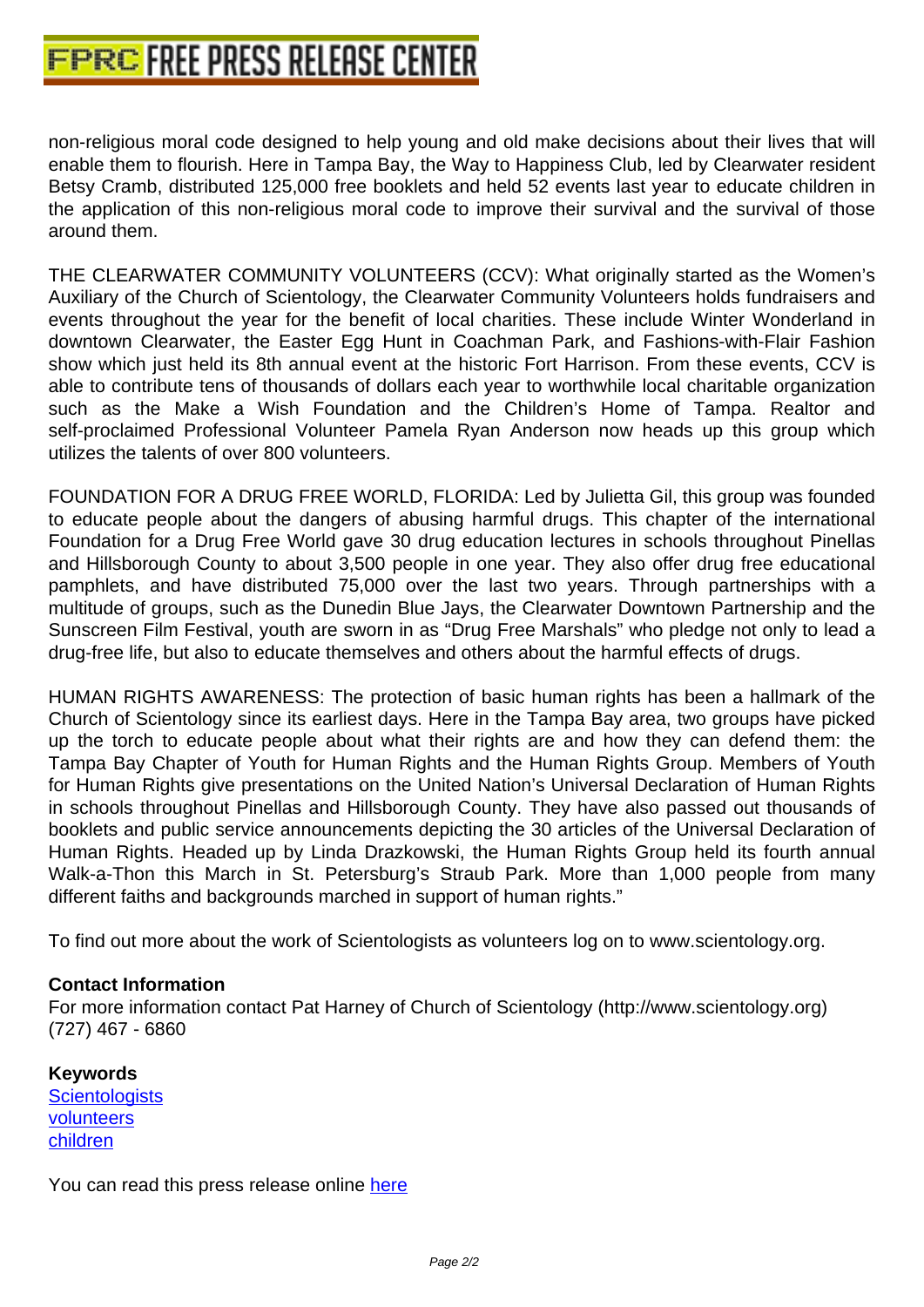non-religious moral code designed to help young and old make decisions about their lives that will enable them to flourish. Here in Tampa Bay, the Way to Happiness Club, led by Clearwater resident Betsy Cramb, distributed 125,000 free booklets and held 52 events last year to educate children in the application of this non-religious moral code to improve their survival and the survival of those around them.

THE CLEARWATER COMMUNITY VOLUNTEERS (CCV): What originally started as the Women's Auxiliary of the Church of Scientology, the Clearwater Community Volunteers holds fundraisers and events throughout the year for the benefit of local charities. These include Winter Wonderland in downtown Clearwater, the Easter Egg Hunt in Coachman Park, and Fashions-with-Flair Fashion show which just held its 8th annual event at the historic Fort Harrison. From these events, CCV is able to contribute tens of thousands of dollars each year to worthwhile local charitable organization such as the Make a Wish Foundation and the Children's Home of Tampa. Realtor and self-proclaimed Professional Volunteer Pamela Ryan Anderson now heads up this group which utilizes the talents of over 800 volunteers.

FOUNDATION FOR A DRUG FREE WORLD, FLORIDA: Led by Julietta Gil, this group was founded to educate people about the dangers of abusing harmful drugs. This chapter of the international Foundation for a Drug Free World gave 30 drug education lectures in schools throughout Pinellas and Hillsborough County to about 3,500 people in one year. They also offer drug free educational pamphlets, and have distributed 75,000 over the last two years. Through partnerships with a multitude of groups, such as the Dunedin Blue Jays, the Clearwater Downtown Partnership and the Sunscreen Film Festival, youth are sworn in as "Drug Free Marshals" who pledge not only to lead a drug-free life, but also to educate themselves and others about the harmful effects of drugs.

HUMAN RIGHTS AWARENESS: The protection of basic human rights has been a hallmark of the Church of Scientology since its earliest days. Here in the Tampa Bay area, two groups have picked up the torch to educate people about what their rights are and how they can defend them: the Tampa Bay Chapter of Youth for Human Rights and the Human Rights Group. Members of Youth for Human Rights give presentations on the United Nation's Universal Declaration of Human Rights in schools throughout Pinellas and Hillsborough County. They have also passed out thousands of booklets and public service announcements depicting the 30 articles of the Universal Declaration of Human Rights. Headed up by Linda Drazkowski, the Human Rights Group held its fourth annual Walk-a-Thon this March in St. Petersburg's Straub Park. More than 1,000 people from many different faiths and backgrounds marched in support of human rights."

To find out more about the work of Scientologists as volunteers log on to www.scientology.org.

**Contact Information**
For more information contact Pat Harney of Church of Scientology (http://www.scientology.org)
(727) 467 - 6860

**Keywords**
Scientologists
volunteers
children

You can read this press release online here